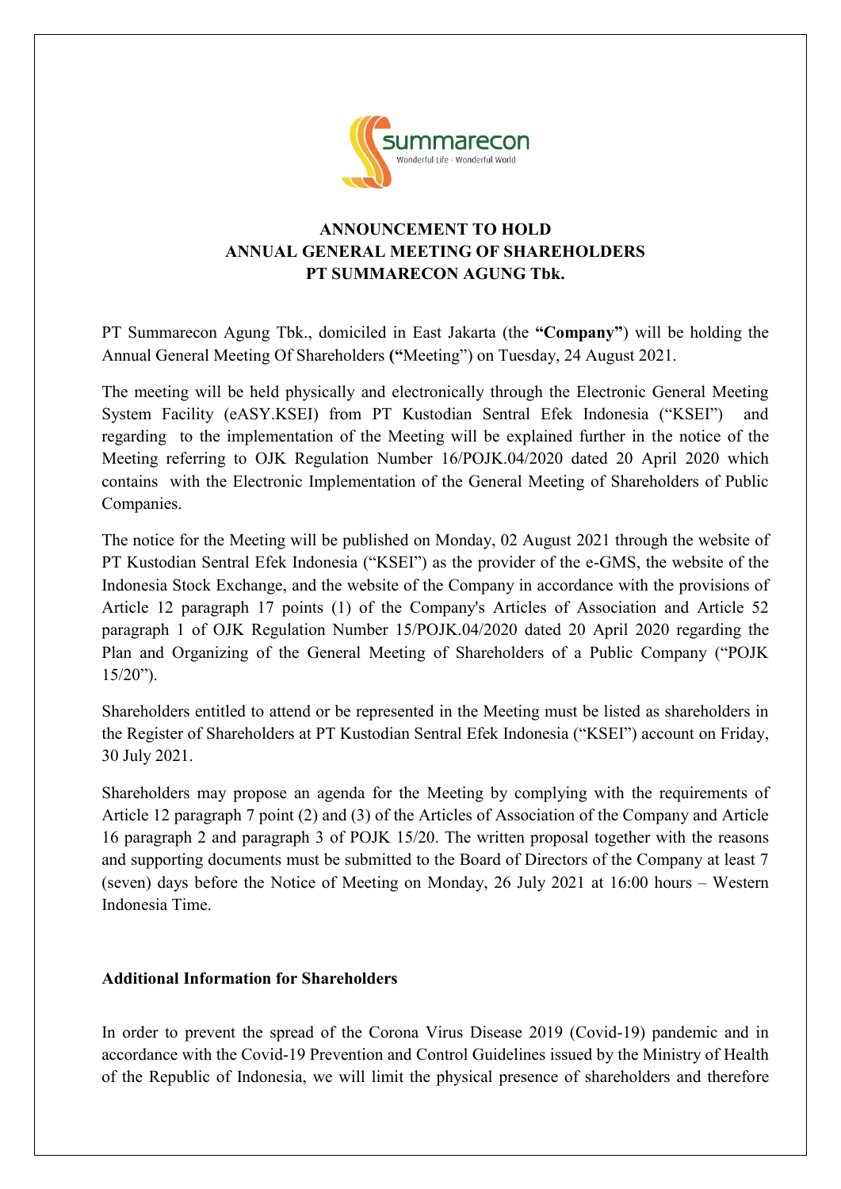**ANNOUNCEMENT TO HOLD**
**ANNUAL GENERAL MEETING OF SHAREHOLDERS**
**PT SUMMARECON AGUNG Tbk.**

PT Summarecon Agung Tbk., domiciled in East Jakarta (the **"Company"**) will be holding the Annual General Meeting Of Shareholders **("**Meeting") on Tuesday, 24 August 2021.

The meeting will be held physically and electronically through the Electronic General Meeting System Facility (eASY.KSEI) from PT Kustodian Sentral Efek Indonesia ("KSEI") and regarding to the implementation of the Meeting will be explained further in the notice of the Meeting referring to OJK Regulation Number 16/POJK.04/2020 dated 20 April 2020 which contains with the Electronic Implementation of the General Meeting of Shareholders of Public Companies.

The notice for the Meeting will be published on Monday, 02 August 2021 through the website of PT Kustodian Sentral Efek Indonesia ("KSEI") as the provider of the e-GMS, the website of the Indonesia Stock Exchange, and the website of the Company in accordance with the provisions of Article 12 paragraph 17 points (1) of the Company's Articles of Association and Article 52 paragraph 1 of OJK Regulation Number 15/POJK.04/2020 dated 20 April 2020 regarding the Plan and Organizing of the General Meeting of Shareholders of a Public Company ("POJK 15/20").

Shareholders entitled to attend or be represented in the Meeting must be listed as shareholders in the Register of Shareholders at PT Kustodian Sentral Efek Indonesia ("KSEI") account on Friday, 30 July 2021.

Shareholders may propose an agenda for the Meeting by complying with the requirements of Article 12 paragraph 7 point (2) and (3) of the Articles of Association of the Company and Article 16 paragraph 2 and paragraph 3 of POJK 15/20. The written proposal together with the reasons and supporting documents must be submitted to the Board of Directors of the Company at least 7 (seven) days before the Notice of Meeting on Monday, 26 July 2021 at 16:00 hours – Western Indonesia Time.

**Additional Information for Shareholders**

In order to prevent the spread of the Corona Virus Disease 2019 (Covid-19) pandemic and in accordance with the Covid-19 Prevention and Control Guidelines issued by the Ministry of Health of the Republic of Indonesia, we will limit the physical presence of shareholders and therefore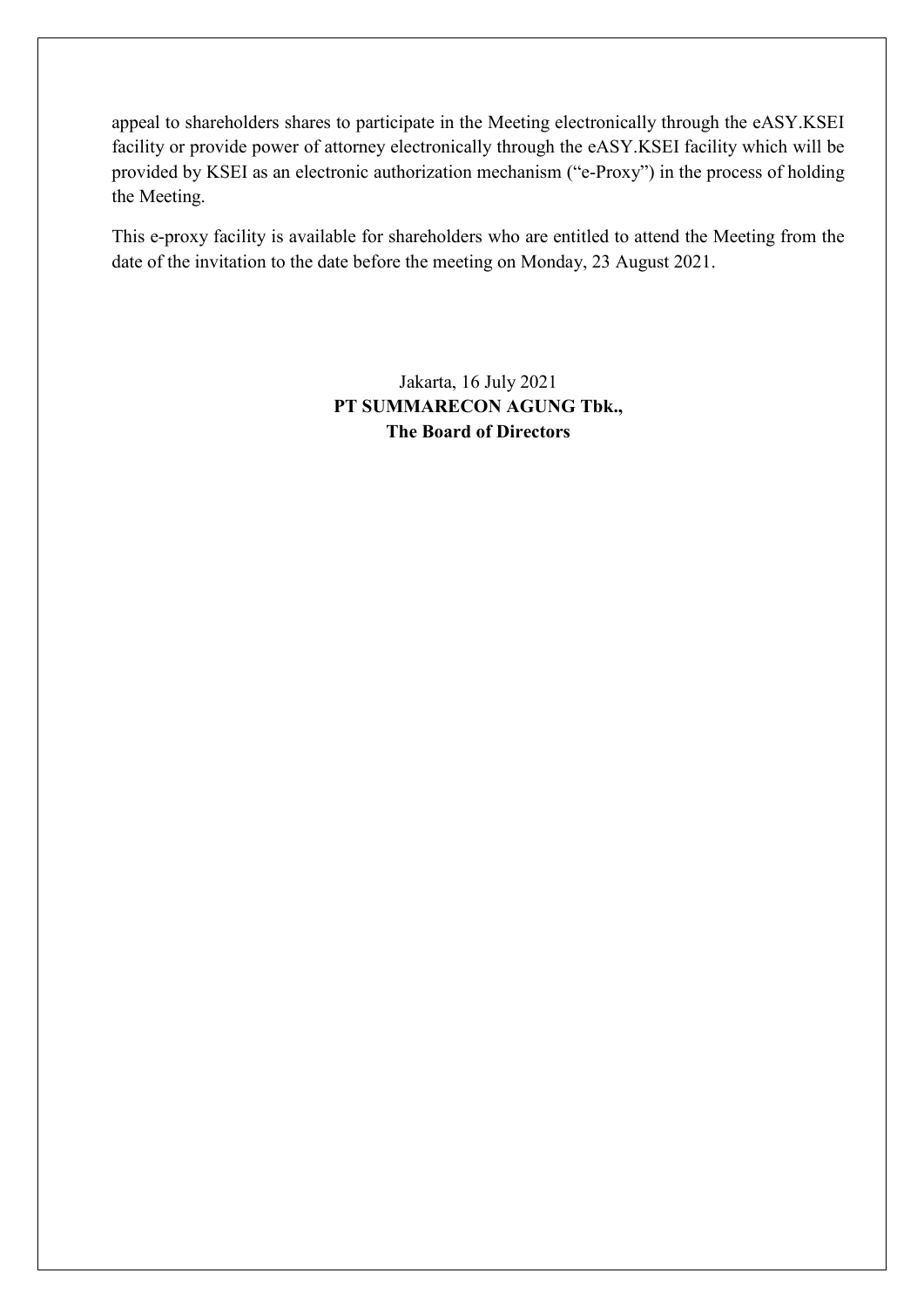appeal to shareholders shares to participate in the Meeting electronically through the eASY.KSEI facility or provide power of attorney electronically through the eASY.KSEI facility which will be provided by KSEI as an electronic authorization mechanism ("e-Proxy") in the process of holding the Meeting.

This e-proxy facility is available for shareholders who are entitled to attend the Meeting from the date of the invitation to the date before the meeting on Monday, 23 August 2021.

Jakarta, 16 July 2021
**PT SUMMARECON AGUNG Tbk.,**
**The Board of Directors**